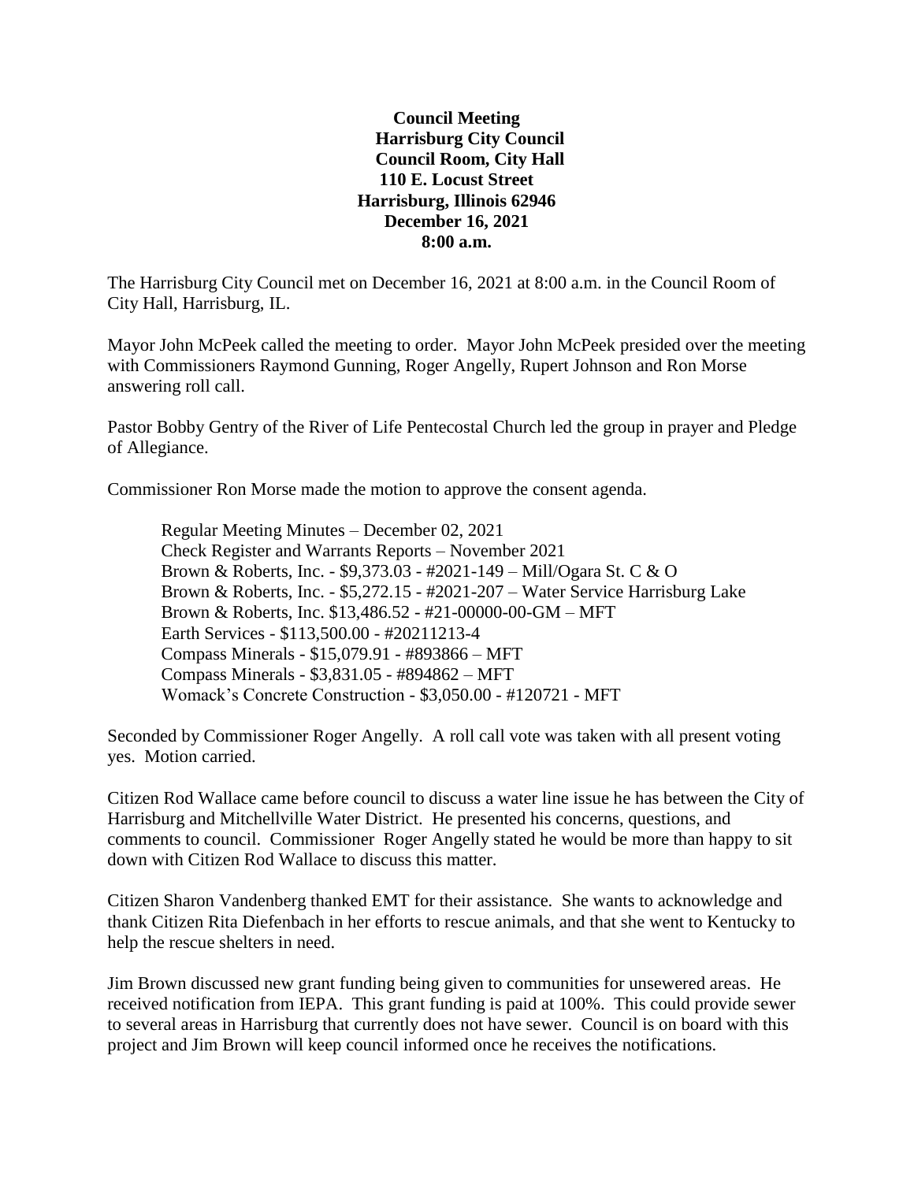**Council Meeting**
**Harrisburg City Council**
**Council Room, City Hall**
**110 E. Locust Street**
**Harrisburg, Illinois 62946**
**December 16, 2021**
**8:00 a.m.**

The Harrisburg City Council met on December 16, 2021 at 8:00 a.m. in the Council Room of City Hall, Harrisburg, IL.

Mayor John McPeek called the meeting to order. Mayor John McPeek presided over the meeting with Commissioners Raymond Gunning, Roger Angelly, Rupert Johnson and Ron Morse answering roll call.

Pastor Bobby Gentry of the River of Life Pentecostal Church led the group in prayer and Pledge of Allegiance.

Commissioner Ron Morse made the motion to approve the consent agenda.

Regular Meeting Minutes – December 02, 2021
Check Register and Warrants Reports – November 2021
Brown & Roberts, Inc. - $9,373.03 - #2021-149 – Mill/Ogara St. C & O
Brown & Roberts, Inc. - $5,272.15 - #2021-207 – Water Service Harrisburg Lake
Brown & Roberts, Inc. $13,486.52 - #21-00000-00-GM – MFT
Earth Services - $113,500.00 - #20211213-4
Compass Minerals - $15,079.91 - #893866 – MFT
Compass Minerals - $3,831.05 - #894862 – MFT
Womack's Concrete Construction - $3,050.00 - #120721 - MFT

Seconded by Commissioner Roger Angelly. A roll call vote was taken with all present voting yes. Motion carried.

Citizen Rod Wallace came before council to discuss a water line issue he has between the City of Harrisburg and Mitchellville Water District. He presented his concerns, questions, and comments to council. Commissioner Roger Angelly stated he would be more than happy to sit down with Citizen Rod Wallace to discuss this matter.

Citizen Sharon Vandenberg thanked EMT for their assistance. She wants to acknowledge and thank Citizen Rita Diefenbach in her efforts to rescue animals, and that she went to Kentucky to help the rescue shelters in need.

Jim Brown discussed new grant funding being given to communities for unsewered areas. He received notification from IEPA. This grant funding is paid at 100%. This could provide sewer to several areas in Harrisburg that currently does not have sewer. Council is on board with this project and Jim Brown will keep council informed once he receives the notifications.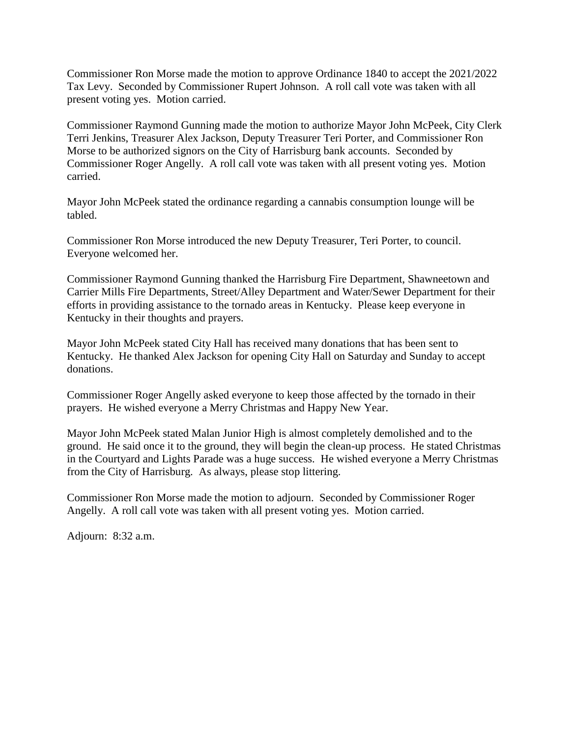Commissioner Ron Morse made the motion to approve Ordinance 1840 to accept the 2021/2022 Tax Levy. Seconded by Commissioner Rupert Johnson. A roll call vote was taken with all present voting yes. Motion carried.

Commissioner Raymond Gunning made the motion to authorize Mayor John McPeek, City Clerk Terri Jenkins, Treasurer Alex Jackson, Deputy Treasurer Teri Porter, and Commissioner Ron Morse to be authorized signors on the City of Harrisburg bank accounts. Seconded by Commissioner Roger Angelly. A roll call vote was taken with all present voting yes. Motion carried.

Mayor John McPeek stated the ordinance regarding a cannabis consumption lounge will be tabled.

Commissioner Ron Morse introduced the new Deputy Treasurer, Teri Porter, to council. Everyone welcomed her.

Commissioner Raymond Gunning thanked the Harrisburg Fire Department, Shawneetown and Carrier Mills Fire Departments, Street/Alley Department and Water/Sewer Department for their efforts in providing assistance to the tornado areas in Kentucky. Please keep everyone in Kentucky in their thoughts and prayers.

Mayor John McPeek stated City Hall has received many donations that has been sent to Kentucky. He thanked Alex Jackson for opening City Hall on Saturday and Sunday to accept donations.

Commissioner Roger Angelly asked everyone to keep those affected by the tornado in their prayers. He wished everyone a Merry Christmas and Happy New Year.

Mayor John McPeek stated Malan Junior High is almost completely demolished and to the ground. He said once it to the ground, they will begin the clean-up process. He stated Christmas in the Courtyard and Lights Parade was a huge success. He wished everyone a Merry Christmas from the City of Harrisburg. As always, please stop littering.

Commissioner Ron Morse made the motion to adjourn. Seconded by Commissioner Roger Angelly. A roll call vote was taken with all present voting yes. Motion carried.

Adjourn: 8:32 a.m.